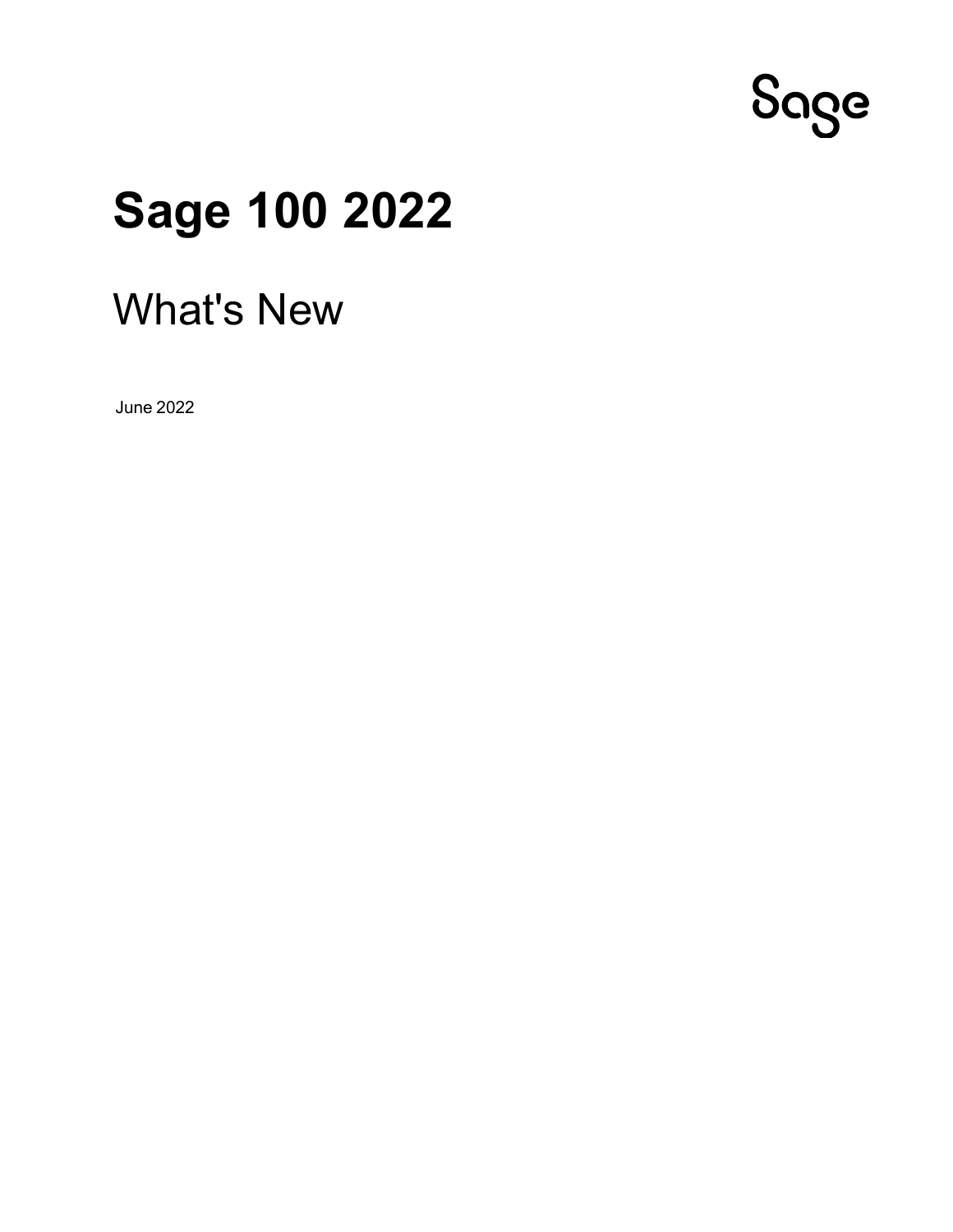Sage

# Sage 100 2022

## What's New

June 2022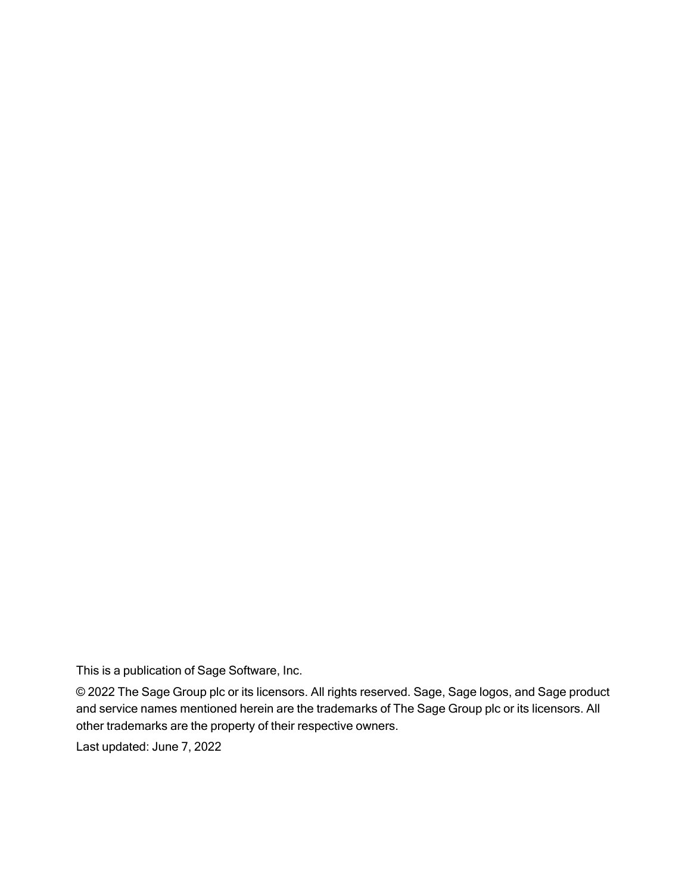This is a publication of Sage Software, Inc.

© 2022 The Sage Group plc or its licensors. All rights reserved. Sage, Sage logos, and Sage product and service names mentioned herein are the trademarks of The Sage Group plc or its licensors. All other trademarks are the property of their respective owners.

Last updated: June 7, 2022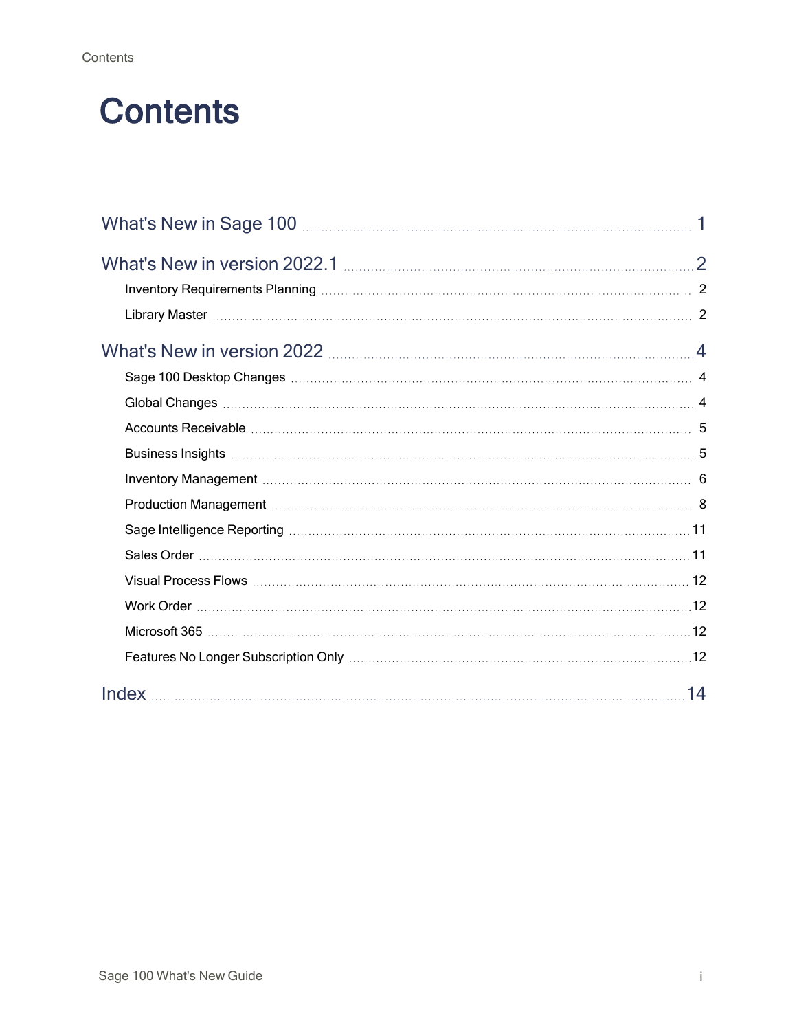# Contents

- What's New in Sage 100 ........ 1
- What's New in version 2022.1 ........ 2
  - Inventory Requirements Planning ........ 2
  - Library Master ........ 2
- What's New in version 2022 ........ 4
  - Sage 100 Desktop Changes ........ 4
  - Global Changes ........ 4
  - Accounts Receivable ........ 5
  - Business Insights ........ 5
  - Inventory Management ........ 6
  - Production Management ........ 8
  - Sage Intelligence Reporting ........ 11
  - Sales Order ........ 11
  - Visual Process Flows ........ 12
  - Work Order ........ 12
  - Microsoft 365 ........ 12
  - Features No Longer Subscription Only ........ 12
- Index ........ 14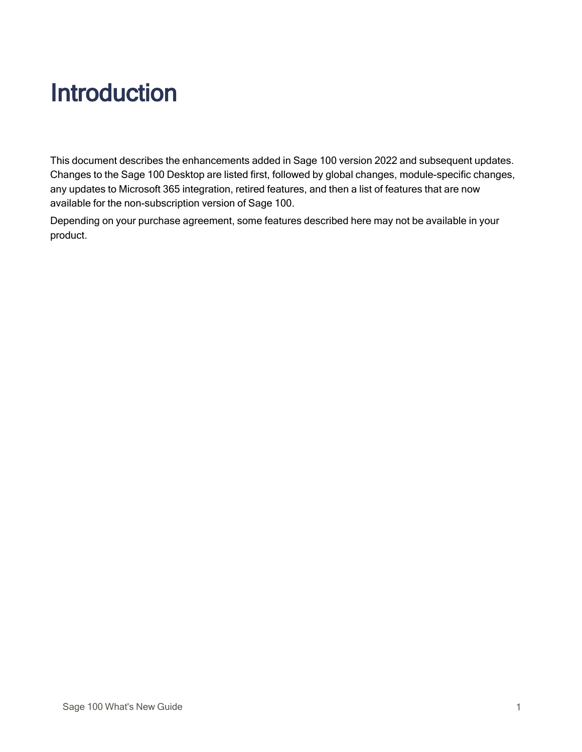# Introduction

This document describes the enhancements added in Sage 100 version 2022 and subsequent updates. Changes to the Sage 100 Desktop are listed first, followed by global changes, module-specific changes, any updates to Microsoft 365 integration, retired features, and then a list of features that are now available for the non-subscription version of Sage 100.

Depending on your purchase agreement, some features described here may not be available in your product.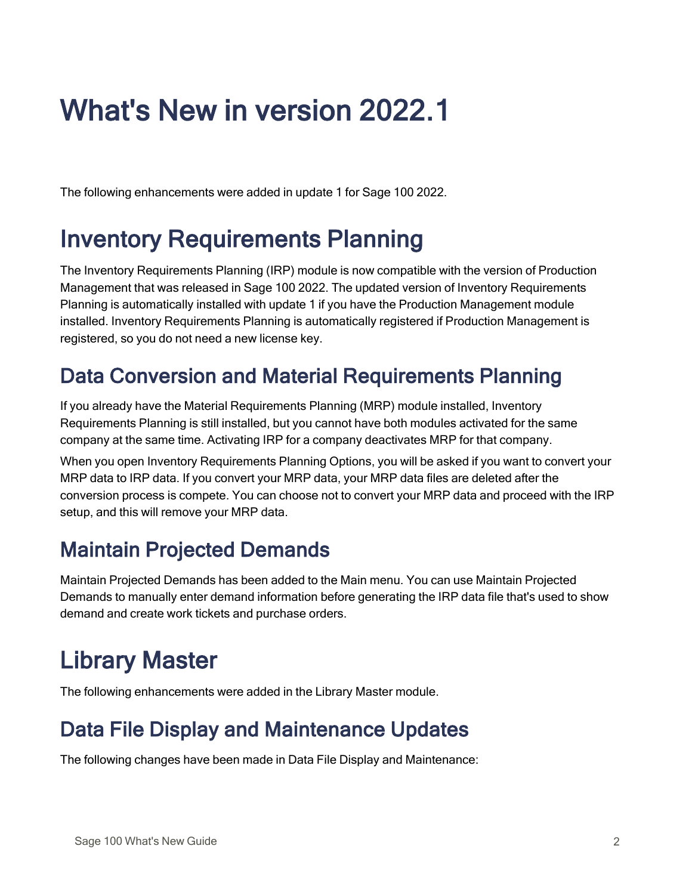# What's New in version 2022.1

The following enhancements were added in update 1 for Sage 100 2022.

## Inventory Requirements Planning

The Inventory Requirements Planning (IRP) module is now compatible with the version of Production Management that was released in Sage 100 2022. The updated version of Inventory Requirements Planning is automatically installed with update 1 if you have the Production Management module installed. Inventory Requirements Planning is automatically registered if Production Management is registered, so you do not need a new license key.

### Data Conversion and Material Requirements Planning

If you already have the Material Requirements Planning (MRP) module installed, Inventory Requirements Planning is still installed, but you cannot have both modules activated for the same company at the same time. Activating IRP for a company deactivates MRP for that company.

When you open Inventory Requirements Planning Options, you will be asked if you want to convert your MRP data to IRP data. If you convert your MRP data, your MRP data files are deleted after the conversion process is compete. You can choose not to convert your MRP data and proceed with the IRP setup, and this will remove your MRP data.

### Maintain Projected Demands

Maintain Projected Demands has been added to the Main menu. You can use Maintain Projected Demands to manually enter demand information before generating the IRP data file that's used to show demand and create work tickets and purchase orders.

## Library Master

The following enhancements were added in the Library Master module.

### Data File Display and Maintenance Updates

The following changes have been made in Data File Display and Maintenance: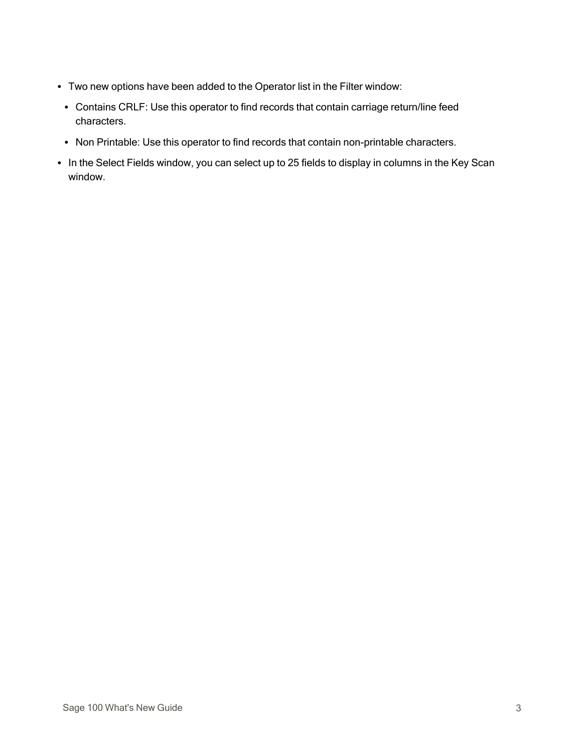- Two new options have been added to the Operator list in the Filter window:
  - Contains CRLF: Use this operator to find records that contain carriage return/line feed characters.
  - Non Printable: Use this operator to find records that contain non-printable characters.
- In the Select Fields window, you can select up to 25 fields to display in columns in the Key Scan window.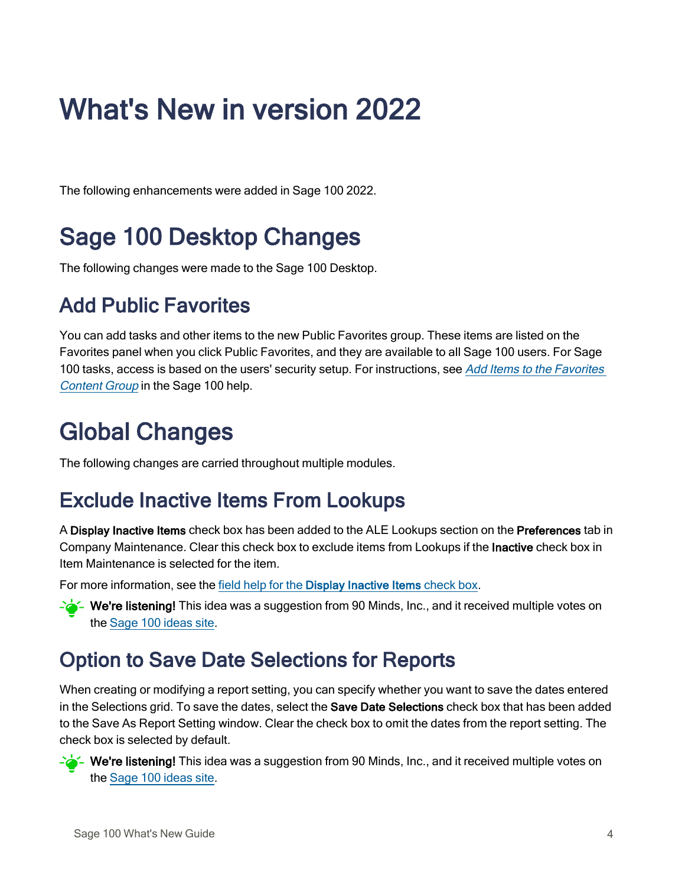# What's New in version 2022

The following enhancements were added in Sage 100 2022.

# Sage 100 Desktop Changes

The following changes were made to the Sage 100 Desktop.

## Add Public Favorites

You can add tasks and other items to the new Public Favorites group. These items are listed on the Favorites panel when you click Public Favorites, and they are available to all Sage 100 users. For Sage 100 tasks, access is based on the users' security setup. For instructions, see *Add Items to the Favorites Content Group* in the Sage 100 help.

# Global Changes

The following changes are carried throughout multiple modules.

## Exclude Inactive Items From Lookups

A **Display Inactive Items** check box has been added to the ALE Lookups section on the **Preferences** tab in Company Maintenance. Clear this check box to exclude items from Lookups if the **Inactive** check box in Item Maintenance is selected for the item.

For more information, see the field help for the **Display Inactive Items** check box.

**We're listening!** This idea was a suggestion from 90 Minds, Inc., and it received multiple votes on the Sage 100 ideas site.

## Option to Save Date Selections for Reports

When creating or modifying a report setting, you can specify whether you want to save the dates entered in the Selections grid. To save the dates, select the **Save Date Selections** check box that has been added to the Save As Report Setting window. Clear the check box to omit the dates from the report setting. The check box is selected by default.

**We're listening!** This idea was a suggestion from 90 Minds, Inc., and it received multiple votes on the Sage 100 ideas site.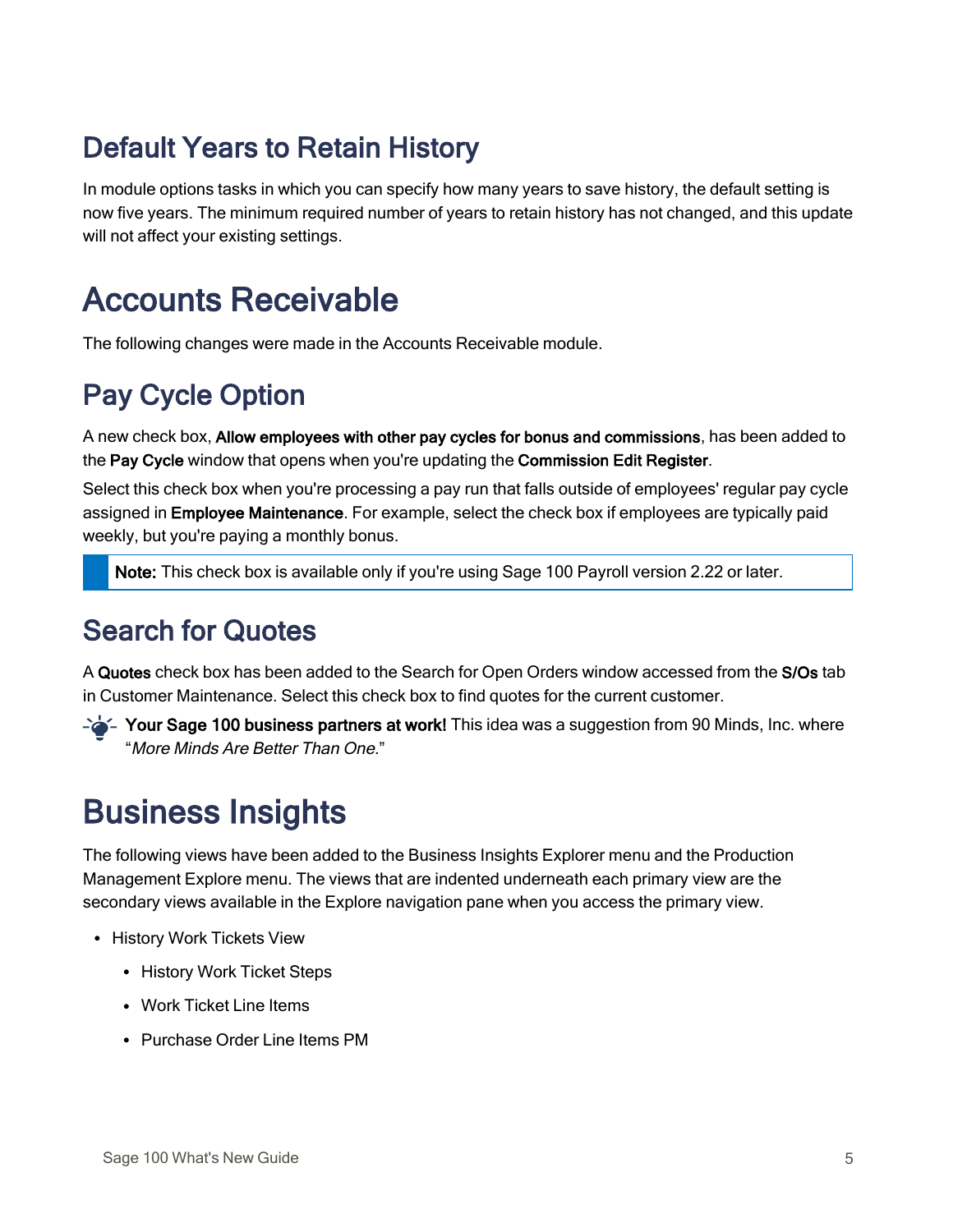## Default Years to Retain History

In module options tasks in which you can specify how many years to save history, the default setting is now five years. The minimum required number of years to retain history has not changed, and this update will not affect your existing settings.

# Accounts Receivable

The following changes were made in the Accounts Receivable module.

## Pay Cycle Option

A new check box, **Allow employees with other pay cycles for bonus and commissions**, has been added to the **Pay Cycle** window that opens when you're updating the **Commission Edit Register**.

Select this check box when you're processing a pay run that falls outside of employees' regular pay cycle assigned in **Employee Maintenance**. For example, select the check box if employees are typically paid weekly, but you're paying a monthly bonus.

> **Note:** This check box is available only if you're using Sage 100 Payroll version 2.22 or later.

## Search for Quotes

A **Quotes** check box has been added to the Search for Open Orders window accessed from the **S/Os** tab in Customer Maintenance. Select this check box to find quotes for the current customer.

**Your Sage 100 business partners at work!** This idea was a suggestion from 90 Minds, Inc. where "*More Minds Are Better Than One.*"

# Business Insights

The following views have been added to the Business Insights Explorer menu and the Production Management Explore menu. The views that are indented underneath each primary view are the secondary views available in the Explore navigation pane when you access the primary view.

- History Work Tickets View
  - History Work Ticket Steps
  - Work Ticket Line Items
  - Purchase Order Line Items PM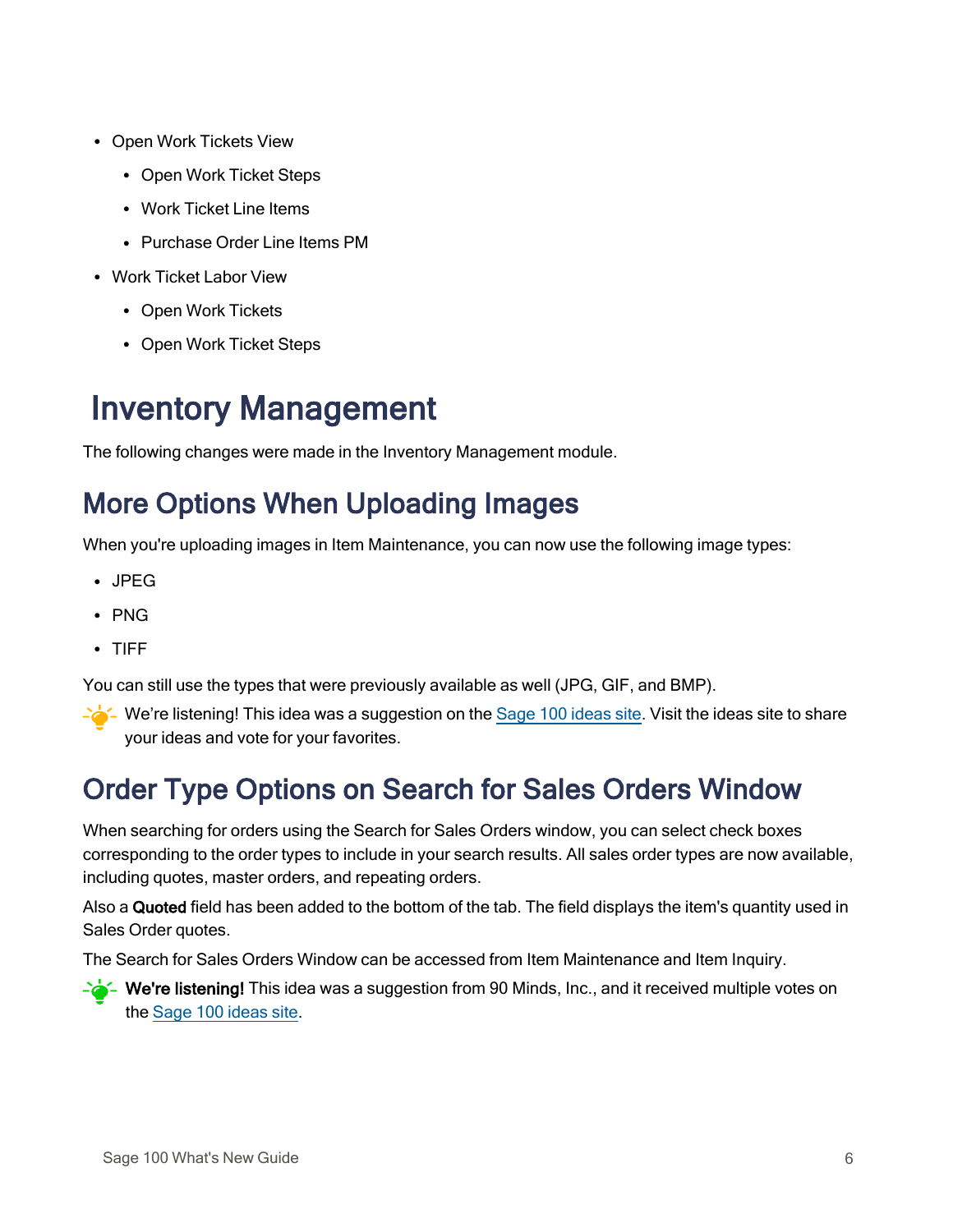- Open Work Tickets View
  - Open Work Ticket Steps
  - Work Ticket Line Items
  - Purchase Order Line Items PM
- Work Ticket Labor View
  - Open Work Tickets
  - Open Work Ticket Steps

# Inventory Management

The following changes were made in the Inventory Management module.

## More Options When Uploading Images

When you're uploading images in Item Maintenance, you can now use the following image types:

- JPEG
- PNG
- TIFF

You can still use the types that were previously available as well (JPG, GIF, and BMP).

We're listening! This idea was a suggestion on the Sage 100 ideas site. Visit the ideas site to share your ideas and vote for your favorites.

## Order Type Options on Search for Sales Orders Window

When searching for orders using the Search for Sales Orders window, you can select check boxes corresponding to the order types to include in your search results. All sales order types are now available, including quotes, master orders, and repeating orders.

Also a **Quoted** field has been added to the bottom of the tab. The field displays the item's quantity used in Sales Order quotes.

The Search for Sales Orders Window can be accessed from Item Maintenance and Item Inquiry.

**We're listening!** This idea was a suggestion from 90 Minds, Inc., and it received multiple votes on the Sage 100 ideas site.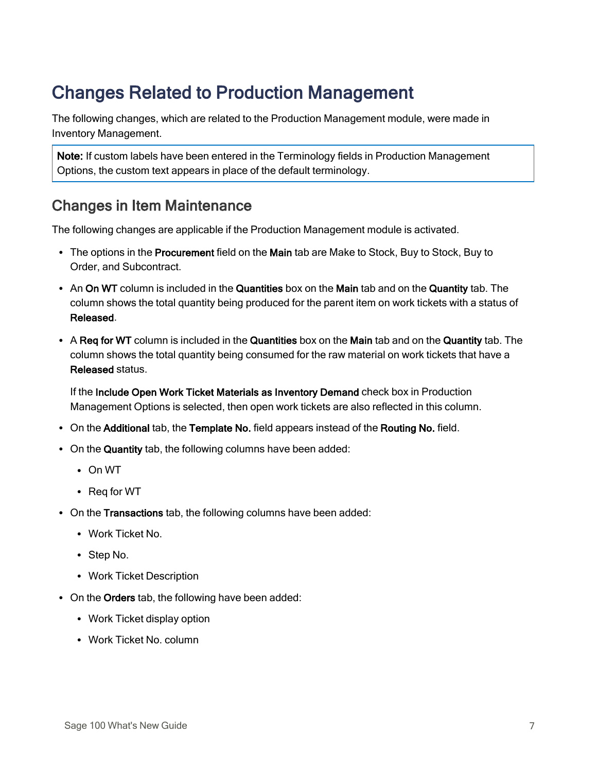# Changes Related to Production Management

The following changes, which are related to the Production Management module, were made in Inventory Management.

> **Note:** If custom labels have been entered in the Terminology fields in Production Management Options, the custom text appears in place of the default terminology.

## Changes in Item Maintenance

The following changes are applicable if the Production Management module is activated.

- The options in the **Procurement** field on the **Main** tab are Make to Stock, Buy to Stock, Buy to Order, and Subcontract.
- An **On WT** column is included in the **Quantities** box on the **Main** tab and on the **Quantity** tab. The column shows the total quantity being produced for the parent item on work tickets with a status of **Released**.
- A **Req for WT** column is included in the **Quantities** box on the **Main** tab and on the **Quantity** tab. The column shows the total quantity being consumed for the raw material on work tickets that have a **Released** status.

  If the **Include Open Work Ticket Materials as Inventory Demand** check box in Production Management Options is selected, then open work tickets are also reflected in this column.
- On the **Additional** tab, the **Template No.** field appears instead of the **Routing No.** field.
- On the **Quantity** tab, the following columns have been added:
  - On WT
  - Req for WT
- On the **Transactions** tab, the following columns have been added:
  - Work Ticket No.
  - Step No.
  - Work Ticket Description
- On the **Orders** tab, the following have been added:
  - Work Ticket display option
  - Work Ticket No. column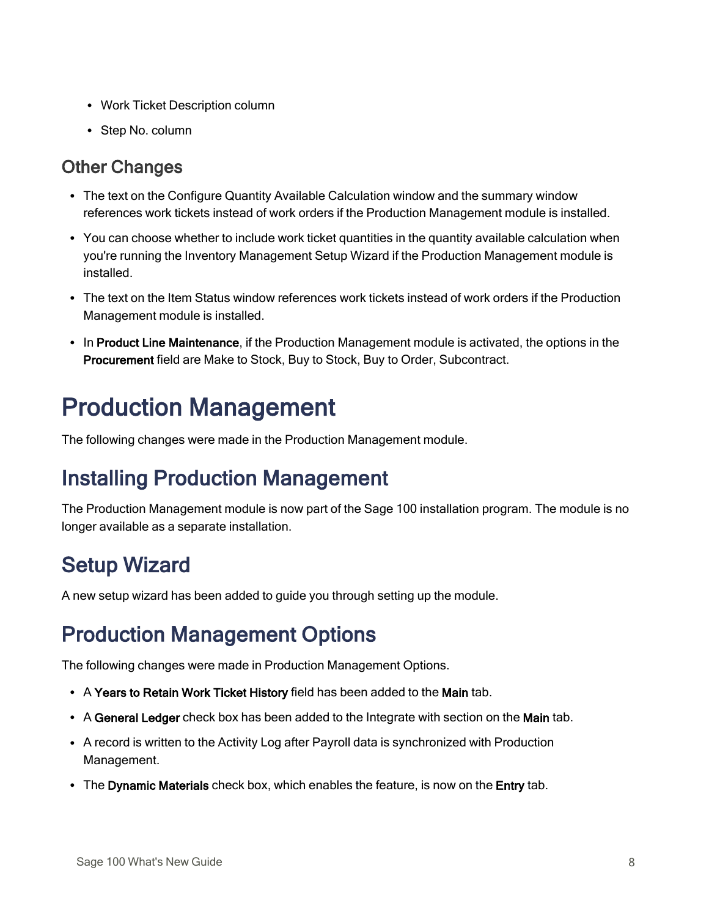- Work Ticket Description column
- Step No. column

### Other Changes

- The text on the Configure Quantity Available Calculation window and the summary window references work tickets instead of work orders if the Production Management module is installed.
- You can choose whether to include work ticket quantities in the quantity available calculation when you're running the Inventory Management Setup Wizard if the Production Management module is installed.
- The text on the Item Status window references work tickets instead of work orders if the Production Management module is installed.
- In **Product Line Maintenance**, if the Production Management module is activated, the options in the **Procurement** field are Make to Stock, Buy to Stock, Buy to Order, Subcontract.

# Production Management

The following changes were made in the Production Management module.

## Installing Production Management

The Production Management module is now part of the Sage 100 installation program. The module is no longer available as a separate installation.

## Setup Wizard

A new setup wizard has been added to guide you through setting up the module.

## Production Management Options

The following changes were made in Production Management Options.

- A **Years to Retain Work Ticket History** field has been added to the **Main** tab.
- A **General Ledger** check box has been added to the Integrate with section on the **Main** tab.
- A record is written to the Activity Log after Payroll data is synchronized with Production Management.
- The **Dynamic Materials** check box, which enables the feature, is now on the **Entry** tab.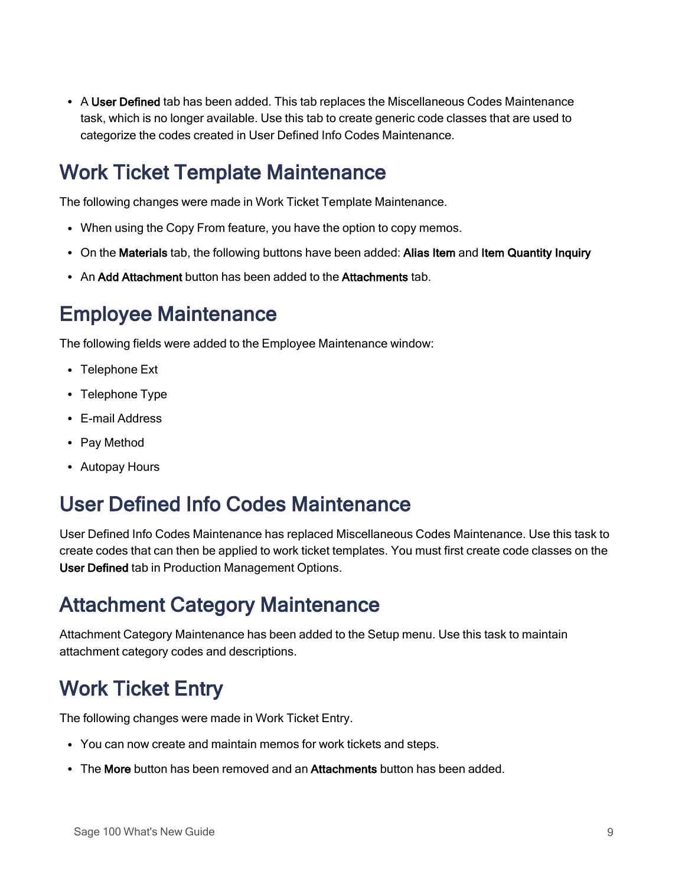- A **User Defined** tab has been added. This tab replaces the Miscellaneous Codes Maintenance task, which is no longer available. Use this tab to create generic code classes that are used to categorize the codes created in User Defined Info Codes Maintenance.

## Work Ticket Template Maintenance

The following changes were made in Work Ticket Template Maintenance.

- When using the Copy From feature, you have the option to copy memos.
- On the **Materials** tab, the following buttons have been added: **Alias Item** and **Item Quantity Inquiry**
- An **Add Attachment** button has been added to the **Attachments** tab.

## Employee Maintenance

The following fields were added to the Employee Maintenance window:

- Telephone Ext
- Telephone Type
- E-mail Address
- Pay Method
- Autopay Hours

## User Defined Info Codes Maintenance

User Defined Info Codes Maintenance has replaced Miscellaneous Codes Maintenance. Use this task to create codes that can then be applied to work ticket templates. You must first create code classes on the **User Defined** tab in Production Management Options.

## Attachment Category Maintenance

Attachment Category Maintenance has been added to the Setup menu. Use this task to maintain attachment category codes and descriptions.

## Work Ticket Entry

The following changes were made in Work Ticket Entry.

- You can now create and maintain memos for work tickets and steps.
- The **More** button has been removed and an **Attachments** button has been added.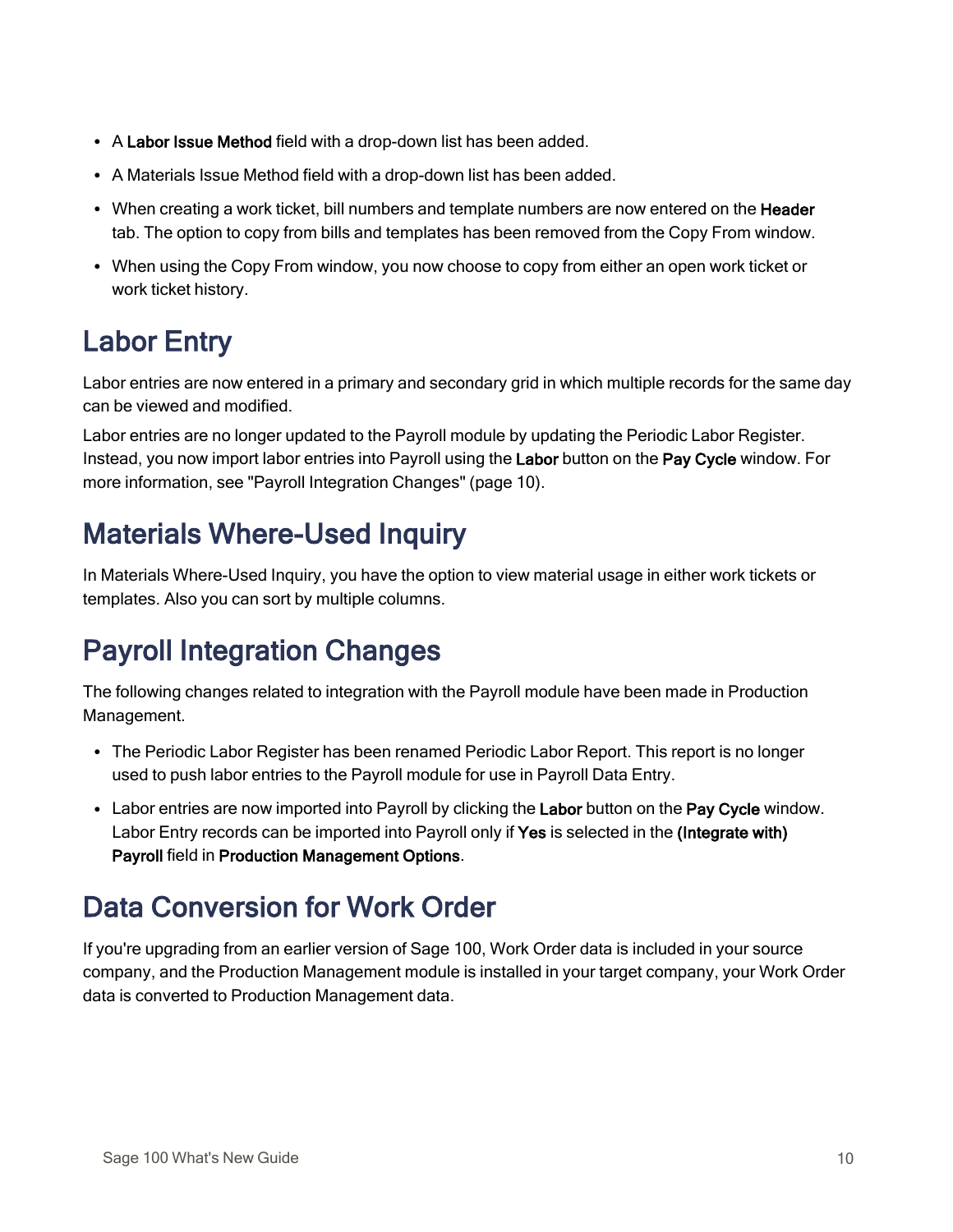- A **Labor Issue Method** field with a drop-down list has been added.
- A Materials Issue Method field with a drop-down list has been added.
- When creating a work ticket, bill numbers and template numbers are now entered on the **Header** tab. The option to copy from bills and templates has been removed from the Copy From window.
- When using the Copy From window, you now choose to copy from either an open work ticket or work ticket history.

## Labor Entry

Labor entries are now entered in a primary and secondary grid in which multiple records for the same day can be viewed and modified.

Labor entries are no longer updated to the Payroll module by updating the Periodic Labor Register. Instead, you now import labor entries into Payroll using the **Labor** button on the **Pay Cycle** window. For more information, see "Payroll Integration Changes" (page 10).

## Materials Where-Used Inquiry

In Materials Where-Used Inquiry, you have the option to view material usage in either work tickets or templates. Also you can sort by multiple columns.

## Payroll Integration Changes

The following changes related to integration with the Payroll module have been made in Production Management.

- The Periodic Labor Register has been renamed Periodic Labor Report. This report is no longer used to push labor entries to the Payroll module for use in Payroll Data Entry.
- Labor entries are now imported into Payroll by clicking the **Labor** button on the **Pay Cycle** window. Labor Entry records can be imported into Payroll only if **Yes** is selected in the **(Integrate with) Payroll** field in **Production Management Options**.

## Data Conversion for Work Order

If you're upgrading from an earlier version of Sage 100, Work Order data is included in your source company, and the Production Management module is installed in your target company, your Work Order data is converted to Production Management data.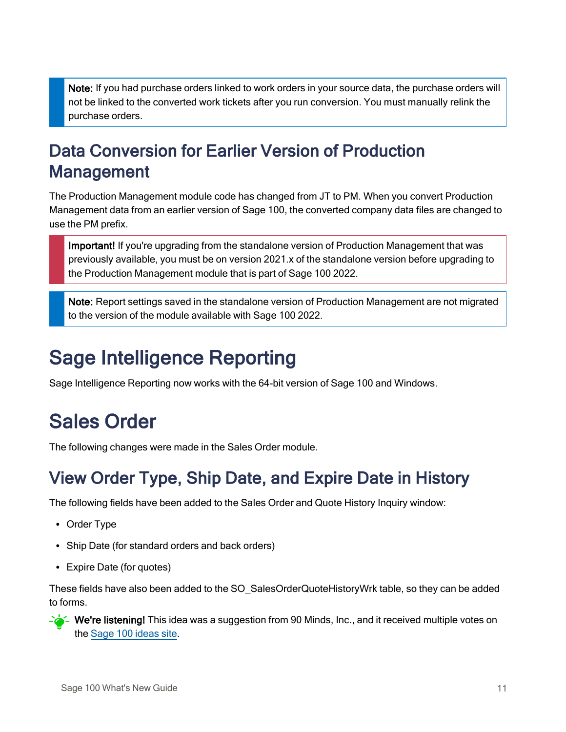> **Note:** If you had purchase orders linked to work orders in your source data, the purchase orders will not be linked to the converted work tickets after you run conversion. You must manually relink the purchase orders.

## Data Conversion for Earlier Version of Production Management

The Production Management module code has changed from JT to PM. When you convert Production Management data from an earlier version of Sage 100, the converted company data files are changed to use the PM prefix.

> **Important!** If you're upgrading from the standalone version of Production Management that was previously available, you must be on version 2021.x of the standalone version before upgrading to the Production Management module that is part of Sage 100 2022.

> **Note:** Report settings saved in the standalone version of Production Management are not migrated to the version of the module available with Sage 100 2022.

# Sage Intelligence Reporting

Sage Intelligence Reporting now works with the 64-bit version of Sage 100 and Windows.

# Sales Order

The following changes were made in the Sales Order module.

## View Order Type, Ship Date, and Expire Date in History

The following fields have been added to the Sales Order and Quote History Inquiry window:

- Order Type
- Ship Date (for standard orders and back orders)
- Expire Date (for quotes)

These fields have also been added to the SO_SalesOrderQuoteHistoryWrk table, so they can be added to forms.

**We're listening!** This idea was a suggestion from 90 Minds, Inc., and it received multiple votes on the [Sage 100 ideas site](Sage 100 ideas site).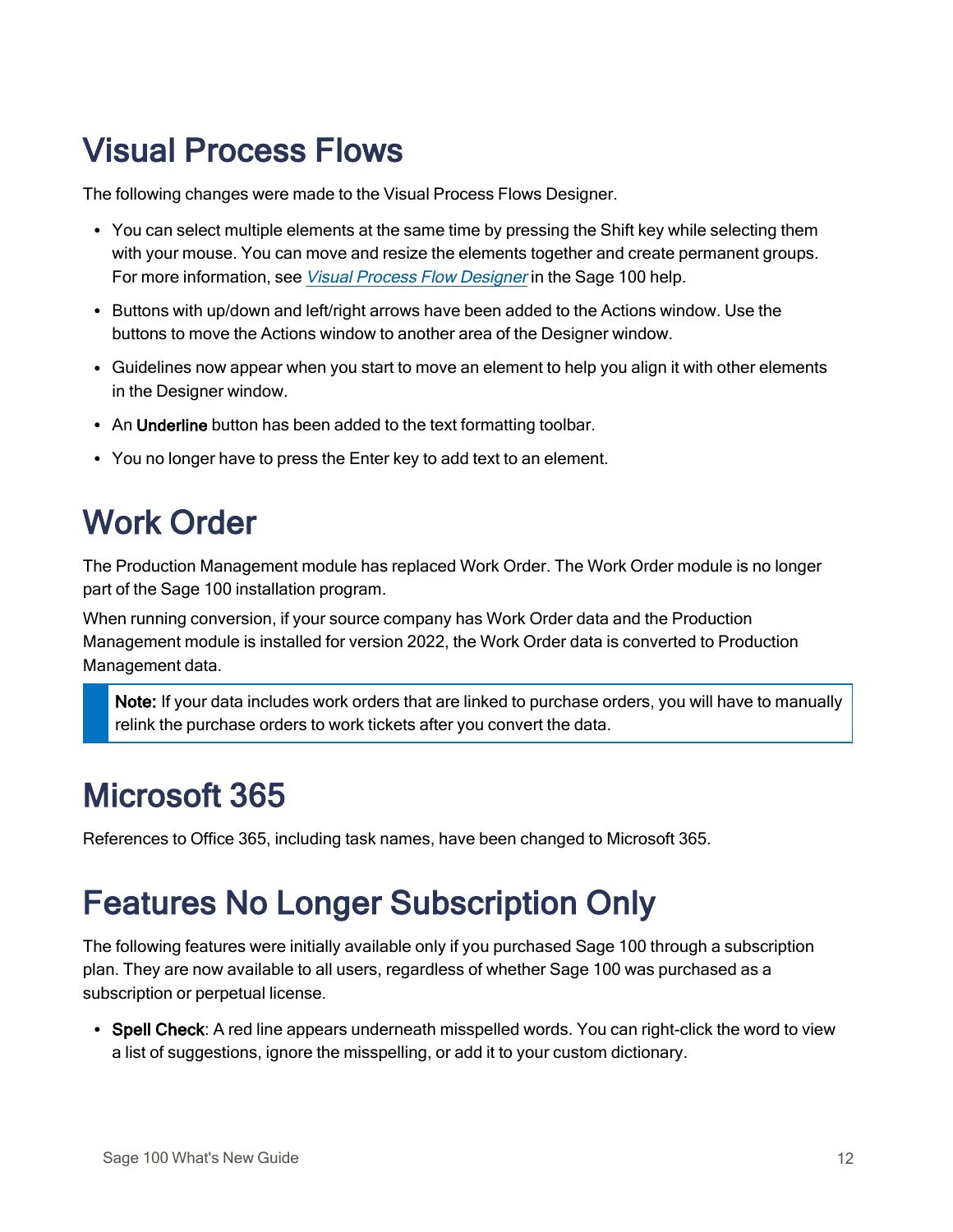# Visual Process Flows

The following changes were made to the Visual Process Flows Designer.

- You can select multiple elements at the same time by pressing the Shift key while selecting them with your mouse. You can move and resize the elements together and create permanent groups. For more information, see *Visual Process Flow Designer* in the Sage 100 help.
- Buttons with up/down and left/right arrows have been added to the Actions window. Use the buttons to move the Actions window to another area of the Designer window.
- Guidelines now appear when you start to move an element to help you align it with other elements in the Designer window.
- An **Underline** button has been added to the text formatting toolbar.
- You no longer have to press the Enter key to add text to an element.

# Work Order

The Production Management module has replaced Work Order. The Work Order module is no longer part of the Sage 100 installation program.

When running conversion, if your source company has Work Order data and the Production Management module is installed for version 2022, the Work Order data is converted to Production Management data.

> **Note:** If your data includes work orders that are linked to purchase orders, you will have to manually relink the purchase orders to work tickets after you convert the data.

# Microsoft 365

References to Office 365, including task names, have been changed to Microsoft 365.

# Features No Longer Subscription Only

The following features were initially available only if you purchased Sage 100 through a subscription plan. They are now available to all users, regardless of whether Sage 100 was purchased as a subscription or perpetual license.

- **Spell Check**: A red line appears underneath misspelled words. You can right-click the word to view a list of suggestions, ignore the misspelling, or add it to your custom dictionary.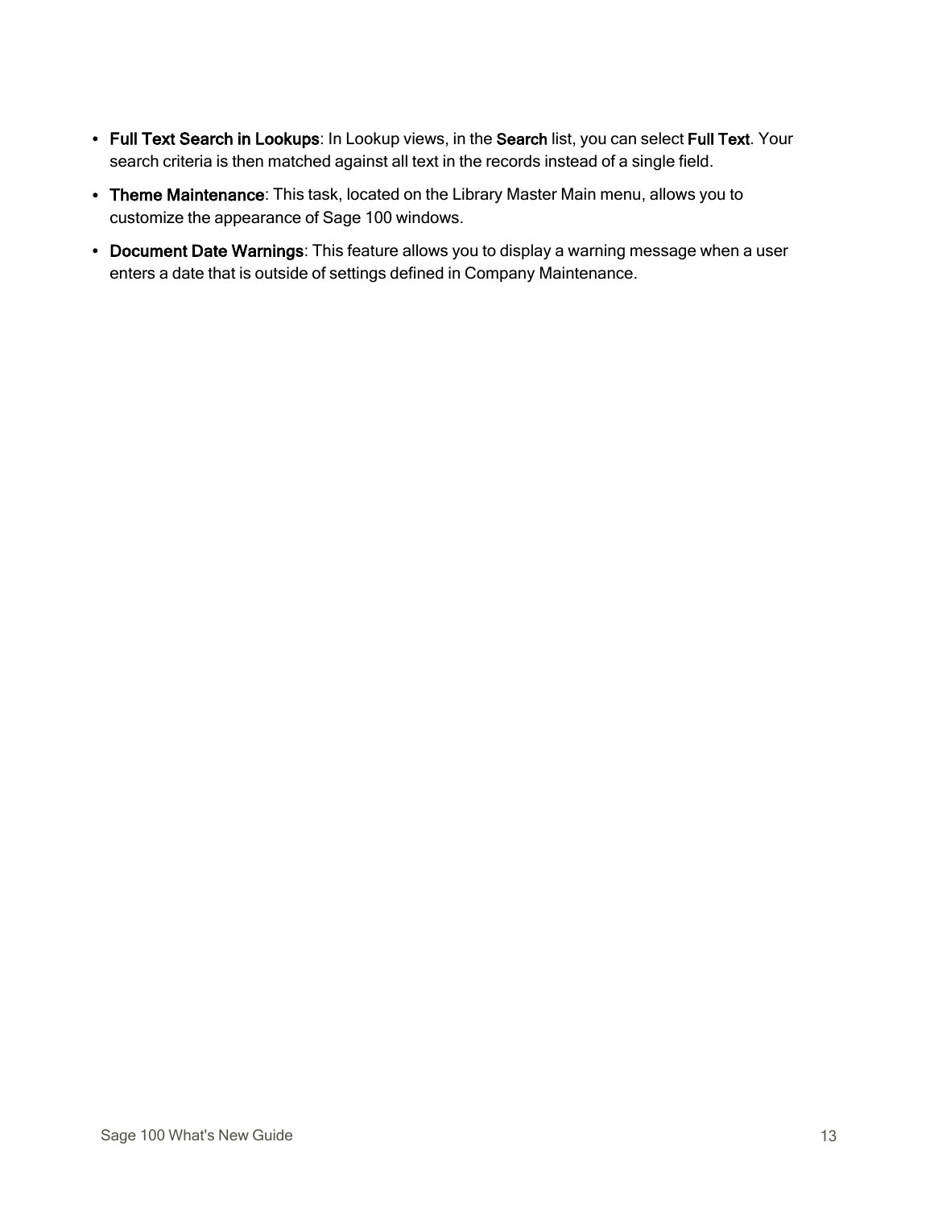- **Full Text Search in Lookups**: In Lookup views, in the **Search** list, you can select **Full Text**. Your search criteria is then matched against all text in the records instead of a single field.
- **Theme Maintenance**: This task, located on the Library Master Main menu, allows you to customize the appearance of Sage 100 windows.
- **Document Date Warnings**: This feature allows you to display a warning message when a user enters a date that is outside of settings defined in Company Maintenance.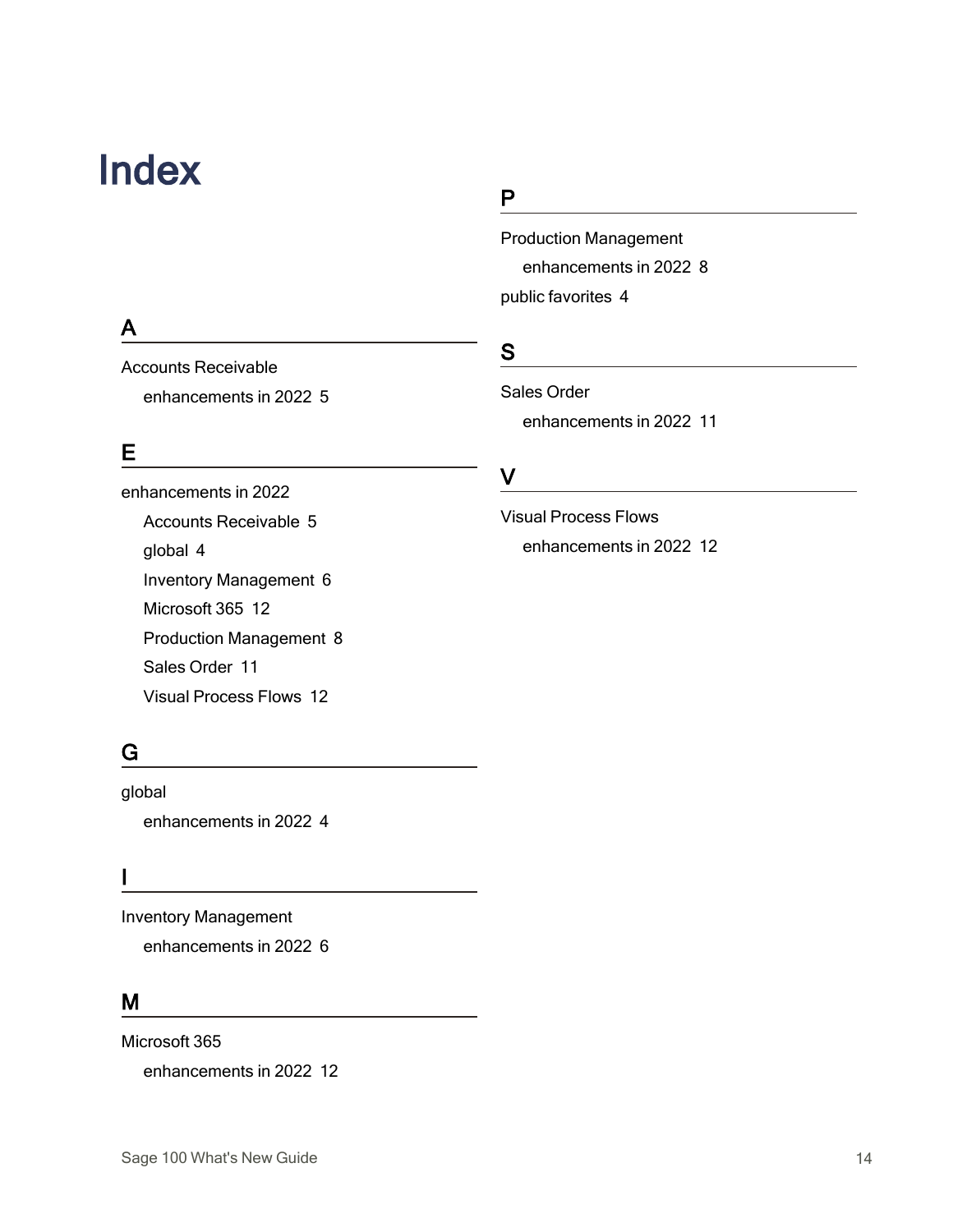# Index

## A

Accounts Receivable
- enhancements in 2022 5

## E

enhancements in 2022
- Accounts Receivable 5
- global 4
- Inventory Management 6
- Microsoft 365 12
- Production Management 8
- Sales Order 11
- Visual Process Flows 12

## G

global
- enhancements in 2022 4

## I

Inventory Management
- enhancements in 2022 6

## M

Microsoft 365
- enhancements in 2022 12

## P

Production Management
- enhancements in 2022 8

public favorites 4

## S

Sales Order
- enhancements in 2022 11

## V

Visual Process Flows
- enhancements in 2022 12